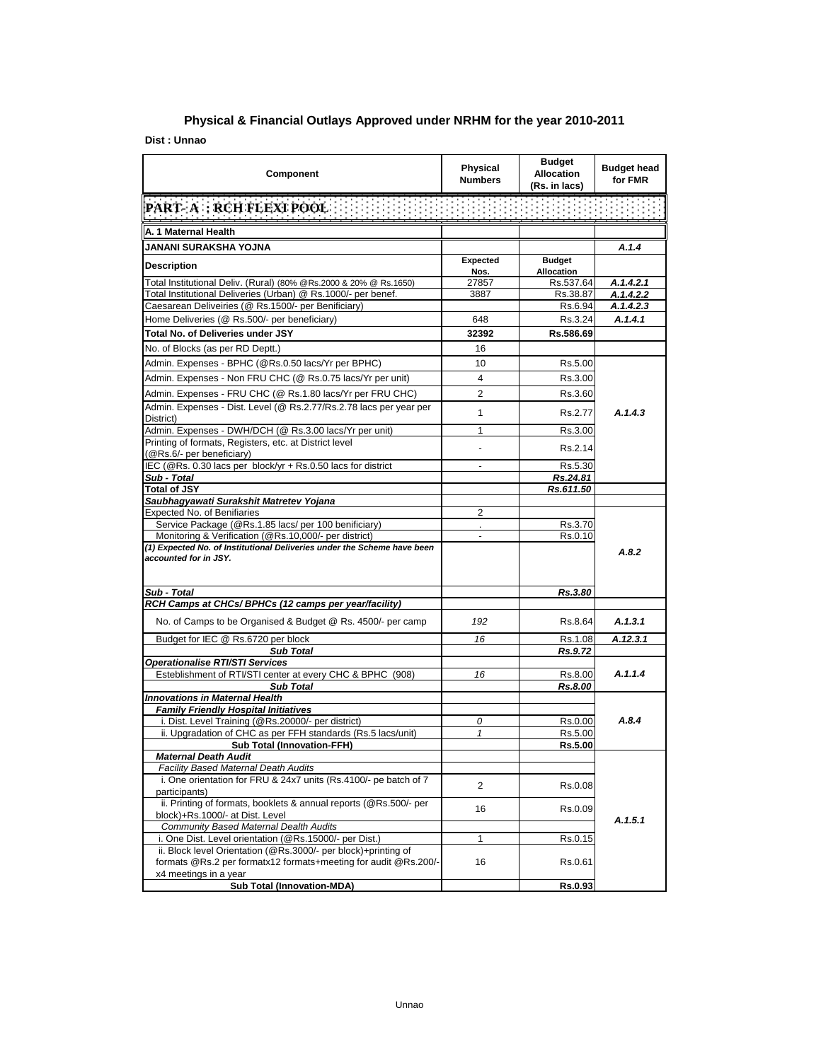## Physical & Financial Outlays Approved under NRHM for the year 2010-2011

**Dist : Unnao**

| Component | Physical Numbers | Budget Allocation (Rs. in lacs) | Budget head for FMR |
|---|---|---|---|
| **PART- A : RCH FLEXI POOL** | | | |
| **A. 1 Maternal Health** | | | |
| **JANANI SURAKSHA YOJNA** | | | ***A.1.4*** |
| **Description** | **Expected Nos.** | **Budget Allocation** | |
| Total Institutional Deliv. (Rural) (80% @Rs.2000 & 20% @ Rs.1650) | 27857 | Rs.537.64 | ***A.1.4.2.1*** |
| Total Institutional Deliveries (Urban) @ Rs.1000/- per benef. | 3887 | Rs.38.87 | ***A.1.4.2.2*** |
| Caesarean Deliveiries (@ Rs.1500/- per Benificiary) | | Rs.6.94 | ***A.1.4.2.3*** |
| Home Deliveries (@ Rs.500/- per beneficiary) | 648 | Rs.3.24 | ***A.1.4.1*** |
| **Total No. of Deliveries under JSY** | **32392** | **Rs.586.69** | |
| No. of Blocks (as per RD Deptt.) | 16 | | |
| Admin. Expenses - BPHC (@Rs.0.50 lacs/Yr per BPHC) | 10 | Rs.5.00 | ***A.1.4.3*** |
| Admin. Expenses - Non FRU CHC (@ Rs.0.75 lacs/Yr per unit) | 4 | Rs.3.00 | |
| Admin. Expenses - FRU CHC (@ Rs.1.80 lacs/Yr per FRU CHC) | 2 | Rs.3.60 | |
| Admin. Expenses - Dist. Level (@ Rs.2.77/Rs.2.78 lacs per year per District) | 1 | Rs.2.77 | |
| Admin. Expenses - DWH/DCH (@ Rs.3.00 lacs/Yr per unit) | 1 | Rs.3.00 | |
| Printing of formats, Registers, etc. at District level (@Rs.6/- per beneficiary) | - | Rs.2.14 | |
| IEC (@Rs. 0.30 lacs per block/yr + Rs.0.50 lacs for district | - | Rs.5.30 | |
| ***Sub - Total*** | | ***Rs.24.81*** | |
| **Total of JSY** | | ***Rs.611.50*** | |
| ***Saubhagyawati Surakshit Matretev Yojana*** | | | ***A.8.2*** |
| Expected No. of Benifiaries | 2 | | |
| Service Package (@Rs.1.85 lacs/ per 100 benificiary) | . | Rs.3.70 | |
| Monitoring & Verification (@Rs.10,000/- per district) | - | Rs.0.10 | |
| ***(1) Expected No. of Institutional Deliveries under the Scheme have been accounted for in JSY.*** | | | |
| ***Sub - Total*** | | ***Rs.3.80*** | |
| ***RCH Camps at CHCs/ BPHCs (12 camps per year/facility)*** | | | |
| No. of Camps to be Organised & Budget @ Rs. 4500/- per camp | *192* | Rs.8.64 | ***A.1.3.1*** |
| Budget for IEC @ Rs.6720 per block | *16* | Rs.1.08 | ***A.12.3.1*** |
| ***Sub Total*** | | ***Rs.9.72*** | |
| ***Operationalise RTI/STI Services*** | | | ***A.1.1.4*** |
| Esteblishment of RTI/STI center at every CHC & BPHC (908) | *16* | Rs.8.00 | |
| ***Sub Total*** | | ***Rs.8.00*** | |
| ***Innovations in Maternal Health*** | | | ***A.8.4*** |
| ***Family Friendly Hospital Initiatives*** | | | |
| i. Dist. Level Training (@Rs.20000/- per district) | *0* | Rs.0.00 | |
| ii. Upgradation of CHC as per FFH standards (Rs.5 lacs/unit) | *1* | Rs.5.00 | |
| **Sub Total (Innovation-FFH)** | | **Rs.5.00** | |
| ***Maternal Death Audit*** | | | ***A.1.5.1*** |
| *Facility Based Maternal Death Audits* | | | |
| i. One orientation for FRU & 24x7 units (Rs.4100/- pe batch of 7 participants) | 2 | Rs.0.08 | |
| ii. Printing of formats, booklets & annual reports (@Rs.500/- per block)+Rs.1000/- at Dist. Level | 16 | Rs.0.09 | |
| *Community Based Maternal Dealth Audits* | | | |
| i. One Dist. Level orientation (@Rs.15000/- per Dist.) | 1 | Rs.0.15 | |
| ii. Block level Orientation (@Rs.3000/- per block)+printing of formats @Rs.2 per formatx12 formats+meeting for audit @Rs.200/- x4 meetings in a year | 16 | Rs.0.61 | |
| **Sub Total (Innovation-MDA)** | | **Rs.0.93** | |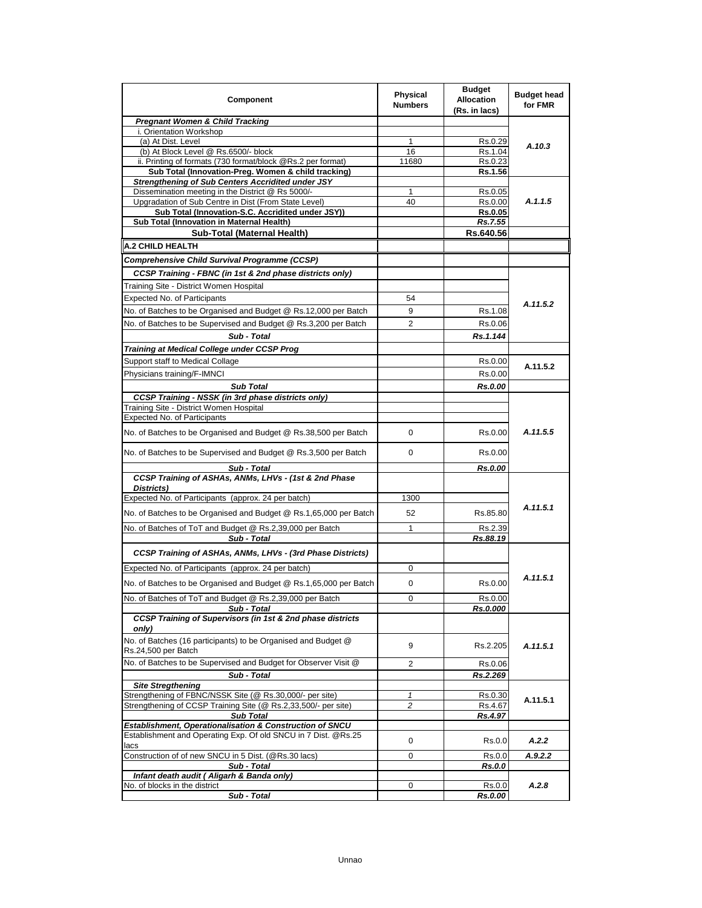| Component | Physical Numbers | Budget Allocation (Rs. in lacs) | Budget head for FMR |
|---|---|---|---|
| ***Pregnant Women & Child Tracking*** | | | A.10.3 |
| i. Orientation Workshop | | | |
| (a) At Dist. Level | 1 | Rs.0.29 | |
| (b) At Block Level @ Rs.6500/- block | 16 | Rs.1.04 | |
| ii. Printing of formats (730 format/block @Rs.2 per format) | 11680 | Rs.0.23 | |
| **Sub Total (Innovation-Preg. Women & child tracking)** | | **Rs.1.56** | |
| ***Strengthening of Sub Centers Accridited under JSY*** | | | A.1.1.5 |
| Dissemination meeting in the District @ Rs 5000/- | 1 | Rs.0.05 | |
| Upgradation of Sub Centre in Dist (From State Level) | 40 | Rs.0.00 | |
| **Sub Total (Innovation-S.C. Accridited under JSY))** | | **Rs.0.05** | |
| **Sub Total (Innovation in Maternal Health)** | | ***Rs.7.55*** | |
| **Sub-Total (Maternal Health)** | | **Rs.640.56** | |
| **A.2 CHILD HEALTH** | | | |
| ***Comprehensive Child Survival Programme (CCSP)*** | | | |
| ***CCSP Training - FBNC (in 1st & 2nd phase districts only)*** | | | A.11.5.2 |
| Training Site - District Women Hospital | | | |
| Expected No. of Participants | 54 | | |
| No. of Batches to be Organised and Budget @ Rs.12,000 per Batch | 9 | Rs.1.08 | |
| No. of Batches to be Supervised and Budget @ Rs.3,200 per Batch | 2 | Rs.0.06 | |
| ***Sub - Total*** | | ***Rs.1.144*** | |
| ***Training at Medical College under CCSP Prog*** | | | |
| Support staff to Medical Collage | | Rs.0.00 | A.11.5.2 |
| Physicians training/F-IMNCI | | Rs.0.00 | |
| ***Sub Total*** | | ***Rs.0.00*** | |
| ***CCSP Training - NSSK (in 3rd phase districts only)*** | | | A.11.5.5 |
| Training Site - District Women Hospital | | | |
| Expected No. of Participants | | | |
| No. of Batches to be Organised and Budget @ Rs.38,500 per Batch | 0 | Rs.0.00 | |
| No. of Batches to be Supervised and Budget @ Rs.3,500 per Batch | 0 | Rs.0.00 | |
| ***Sub - Total*** | | ***Rs.0.00*** | |
| ***CCSP Training of ASHAs, ANMs, LHVs - (1st & 2nd Phase Districts)*** | | | A.11.5.1 |
| Expected No. of Participants (approx. 24 per batch) | 1300 | | |
| No. of Batches to be Organised and Budget @ Rs.1,65,000 per Batch | 52 | Rs.85.80 | |
| No. of Batches of ToT and Budget @ Rs.2,39,000 per Batch | 1 | Rs.2.39 | |
| ***Sub - Total*** | | ***Rs.88.19*** | |
| ***CCSP Training of ASHAs, ANMs, LHVs - (3rd Phase Districts)*** | | | A.11.5.1 |
| Expected No. of Participants (approx. 24 per batch) | 0 | | |
| No. of Batches to be Organised and Budget @ Rs.1,65,000 per Batch | 0 | Rs.0.00 | |
| No. of Batches of ToT and Budget @ Rs.2,39,000 per Batch | 0 | Rs.0.00 | |
| ***Sub - Total*** | | ***Rs.0.000*** | |
| ***CCSP Training of Supervisors (in 1st & 2nd phase districts only)*** | | | A.11.5.1 |
| No. of Batches (16 participants) to be Organised and Budget @ Rs.24,500 per Batch | 9 | Rs.2.205 | |
| No. of Batches to be Supervised and Budget for Observer Visit @ | 2 | Rs.0.06 | |
| ***Sub - Total*** | | ***Rs.2.269*** | |
| ***Site Stregthening*** | | | A.11.5.1 |
| Strengthening of FBNC/NSSK Site (@ Rs.30,000/- per site) | *1* | Rs.0.30 | |
| Strengthening of CCSP Training Site (@ Rs.2,33,500/- per site) | *2* | Rs.4.67 | |
| ***Sub Total*** | | ***Rs.4.97*** | |
| ***Establishment, Operationalisation & Construction of SNCU*** | | | |
| Establishment and Operating Exp. Of old SNCU in 7 Dist. @Rs.25 lacs | 0 | Rs.0.0 | A.2.2 |
| Construction of of new SNCU in 5 Dist. (@Rs.30 lacs) | 0 | Rs.0.0 | A.9.2.2 |
| ***Sub - Total*** | | ***Rs.0.0*** | |
| ***Infant death audit ( Aligarh & Banda only)*** | | | A.2.8 |
| No. of blocks in the district | 0 | Rs.0.0 | |
| ***Sub - Total*** | | ***Rs.0.00*** | |

Unnao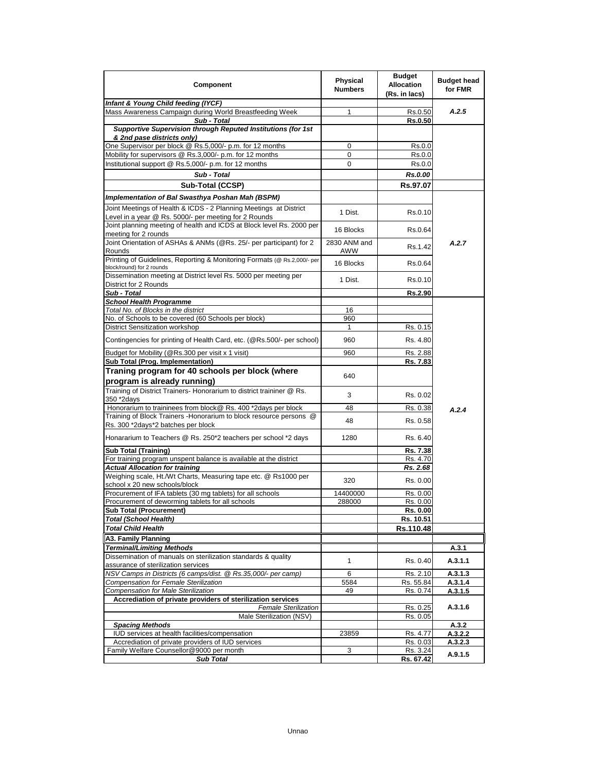| Component | Physical Numbers | Budget Allocation (Rs. in lacs) | Budget head for FMR |
|---|---|---|---|
| ***Infant & Young Child feeding (IYCF)*** | | | |
| Mass Awareness Campaign during World Breastfeeding Week | 1 | Rs.0.50 | *A.2.5* |
| ***Sub - Total*** | | **Rs.0.50** | |
| ***Supportive Supervision through Reputed Institutions (for 1st & 2nd pase districts only)*** | | | |
| One Supervisor per block @ Rs.5,000/- p.m. for 12 months | 0 | Rs.0.0 | |
| Mobility for supervisors @ Rs.3,000/- p.m. for 12 months | 0 | Rs.0.0 | |
| Institutional support @ Rs.5,000/- p.m. for 12 months | 0 | Rs.0.0 | |
| ***Sub - Total*** | | ***Rs.0.00*** | |
| **Sub-Total (CCSP)** | | **Rs.97.07** | |
| ***Implementation of Bal Swasthya Poshan Mah (BSPM)*** | | | |
| Joint Meetings of Health & ICDS - 2 Planning Meetings at District Level in a year @ Rs. 5000/- per meeting for 2 Rounds | 1 Dist. | Rs.0.10 | |
| Joint planning meeting of health and ICDS at Block level Rs. 2000 per meeting for 2 rounds | 16 Blocks | Rs.0.64 | |
| Joint Orientation of ASHAs & ANMs (@Rs. 25/- per participant) for 2 Rounds | 2830 ANM and AWW | Rs.1.42 | *A.2.7* |
| Printing of Guidelines, Reporting & Monitoring Formats (@ Rs.2,000/- per block/round) for 2 rounds | 16 Blocks | Rs.0.64 | |
| Dissemination meeting at District level Rs. 5000 per meeting per District for 2 Rounds | 1 Dist. | Rs.0.10 | |
| ***Sub - Total*** | | **Rs.2.90** | |
| ***School Health Programme*** | | | |
| *Total No. of Blocks in the district* | 16 | | |
| No. of Schools to be covered (60 Schools per block) | 960 | | |
| District Sensitization workshop | 1 | Rs. 0.15 | |
| Contingencies for printing of Health Card, etc. (@Rs.500/- per school) | 960 | Rs. 4.80 | |
| Budget for Mobility (@Rs.300 per visit x 1 visit) | 960 | Rs. 2.88 | |
| **Sub Total (Prog. Implementation)** | | **Rs. 7.83** | |
| **Traning program for 40 schools per block (where program is already running)** | 640 | | |
| Training of District Trainers- Honorarium to district traininer @ Rs. 350 *2days | 3 | Rs. 0.02 | |
| Honorarium to traininees from block@ Rs. 400 *2days per block | 48 | Rs. 0.38 | *A.2.4* |
| Training of Block Trainers -Honorarium to block resource persons @ Rs. 300 *2days*2 batches per block | 48 | Rs. 0.58 | |
| Honorarium to Teachers @ Rs. 250*2 teachers per school *2 days | 1280 | Rs. 6.40 | |
| **Sub Total (Training)** | | **Rs. 7.38** | |
| For training program unspent balance is available at the district | | Rs. 4.70 | |
| ***Actual Allocation for training*** | | ***Rs. 2.68*** | |
| Weighing scale, Ht./Wt Charts, Measuring tape etc. @ Rs1000 per school x 20 new schools/block | 320 | Rs. 0.00 | |
| Procurement of IFA tablets (30 mg tablets) for all schools | 14400000 | Rs. 0.00 | |
| Procurement of deworming tablets for all schools | 288000 | Rs. 0.00 | |
| **Sub Total (Procurement)** | | **Rs. 0.00** | |
| ***Total (School Health)*** | | **Rs. 10.51** | |
| ***Total Child Health*** | | **Rs.110.48** | |
| **A3. Family Planning** | | | |
| ***Terminal/Limiting Methods*** | | | **A.3.1** |
| Dissemination of manuals on sterilization standards & quality assurance of sterilization services | 1 | Rs. 0.40 | **A.3.1.1** |
| *NSV Camps in Districts (6 camps/dist. @ Rs.35,000/- per camp)* | 6 | Rs. 2.10 | **A.3.1.3** |
| *Compensation for Female Sterilization* | 5584 | Rs. 55.84 | **A.3.1.4** |
| *Compensation for Male Sterilization* | 49 | Rs. 0.74 | **A.3.1.5** |
| **Accrediation of private providers of sterilization services** | | | **A.3.1.6** |
| *Female Sterilization* | | Rs. 0.25 | |
| Male Sterilization (NSV) | | Rs. 0.05 | |
| ***Spacing Methods*** | | | **A.3.2** |
| IUD services at health facilities/compensation | 23859 | Rs. 4.77 | **A.3.2.2** |
| Accrediation of private providers of IUD services | | Rs. 0.03 | **A.3.2.3** |
| Family Welfare Counsellor@9000 per month | 3 | Rs. 3.24 | **A.9.1.5** |
| ***Sub Total*** | | **Rs. 67.42** | |

Unnao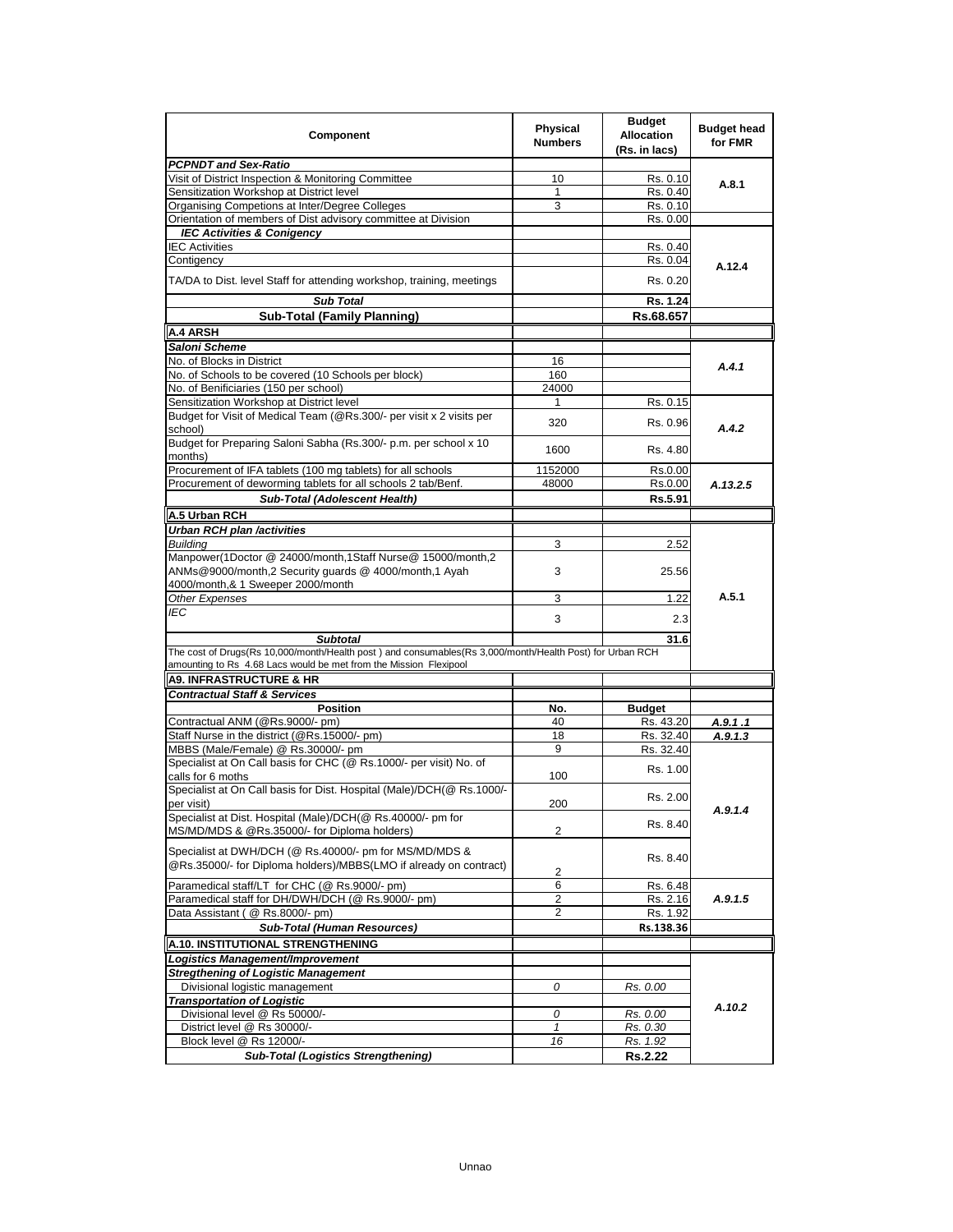| Component | Physical Numbers | Budget Allocation (Rs. in lacs) | Budget head for FMR |
|---|---|---|---|
| ***PCPNDT and Sex-Ratio*** | | | |
| Visit of District Inspection & Monitoring Committee | 10 | Rs. 0.10 | A.8.1 |
| Sensitization Workshop at District level | 1 | Rs. 0.40 | |
| Organising Competions at Inter/Degree Colleges | 3 | Rs. 0.10 | |
| Orientation of members of Dist advisory committee at Division | | Rs. 0.00 | |
| ***IEC Activities & Conigency*** | | | |
| IEC Activities | | Rs. 0.40 | A.12.4 |
| Contigency | | Rs. 0.04 | |
| TA/DA to Dist. level Staff for attending workshop, training, meetings | | Rs. 0.20 | |
| ***Sub Total*** | | **Rs. 1.24** | |
| **Sub-Total (Family Planning)** | | **Rs.68.657** | |
| **A.4 ARSH** | | | |
| ***Saloni Scheme*** | | | |
| No. of Blocks in District | 16 | | *A.4.1* |
| No. of Schools to be covered (10 Schools per block) | 160 | | |
| No. of Benificiaries (150 per school) | 24000 | | |
| Sensitization Workshop at District level | 1 | Rs. 0.15 | *A.4.2* |
| Budget for Visit of Medical Team (@Rs.300/- per visit x 2 visits per school) | 320 | Rs. 0.96 | |
| Budget for Preparing Saloni Sabha (Rs.300/- p.m. per school x 10 months) | 1600 | Rs. 4.80 | |
| Procurement of IFA tablets (100 mg tablets) for all schools | 1152000 | Rs.0.00 | *A.13.2.5* |
| Procurement of deworming tablets for all schools 2 tab/Benf. | 48000 | Rs.0.00 | |
| ***Sub-Total (Adolescent Health)*** | | **Rs.5.91** | |
| **A.5 Urban RCH** | | | |
| ***Urban RCH plan /activities*** | | | |
| *Building* | 3 | 2.52 | A.5.1 |
| Manpower(1Doctor @ 24000/month,1Staff Nurse@ 15000/month,2 ANMs@9000/month,2 Security guards @ 4000/month,1 Ayah 4000/month,& 1 Sweeper 2000/month | 3 | 25.56 | |
| *Other Expenses* | 3 | 1.22 | |
| *IEC* | 3 | 2.3 | |
| ***Subtotal*** | | **31.6** | |
| The cost of Drugs(Rs 10,000/month/Health post ) and consumables(Rs 3,000/month/Health Post) for Urban RCH amounting to Rs 4.68 Lacs would be met from the Mission Flexipool | | | |
| **A9. INFRASTRUCTURE & HR** | | | |
| ***Contractual Staff & Services*** | | | |
| **Position** | **No.** | **Budget** | |
| Contractual ANM (@Rs.9000/- pm) | 40 | Rs. 43.20 | *A.9.1 .1* |
| Staff Nurse in the district (@Rs.15000/- pm) | 18 | Rs. 32.40 | *A.9.1.3* |
| MBBS (Male/Female) @ Rs.30000/- pm | 9 | Rs. 32.40 | *A.9.1.4* |
| Specialist at On Call basis for CHC (@ Rs.1000/- per visit) No. of calls for 6 moths | 100 | Rs. 1.00 | |
| Specialist at On Call basis for Dist. Hospital (Male)/DCH(@ Rs.1000/- per visit) | 200 | Rs. 2.00 | |
| Specialist at Dist. Hospital (Male)/DCH(@ Rs.40000/- pm for MS/MD/MDS & @Rs.35000/- for Diploma holders) | 2 | Rs. 8.40 | |
| Specialist at DWH/DCH (@ Rs.40000/- pm for MS/MD/MDS & @Rs.35000/- for Diploma holders)/MBBS(LMO if already on contract) | 2 | Rs. 8.40 | |
| Paramedical staff/LT for CHC (@ Rs.9000/- pm) | 6 | Rs. 6.48 | *A.9.1.5* |
| Paramedical staff for DH/DWH/DCH (@ Rs.9000/- pm) | 2 | Rs. 2.16 | |
| Data Assistant ( @ Rs.8000/- pm) | 2 | Rs. 1.92 | |
| ***Sub-Total (Human Resources)*** | | **Rs.138.36** | |
| **A.10. INSTITUTIONAL STRENGTHENING** | | | |
| ***Logistics Management/Improvement*** | | | *A.10.2* |
| ***Stregthening of Logistic Management*** | | | |
| Divisional logistic management | *0* | *Rs. 0.00* | |
| ***Transportation of Logistic*** | | | |
| Divisional level @ Rs 50000/- | *0* | *Rs. 0.00* | |
| District level @ Rs 30000/- | *1* | *Rs. 0.30* | |
| Block level @ Rs 12000/- | *16* | *Rs. 1.92* | |
| ***Sub-Total (Logistics Strengthening)*** | | **Rs.2.22** | |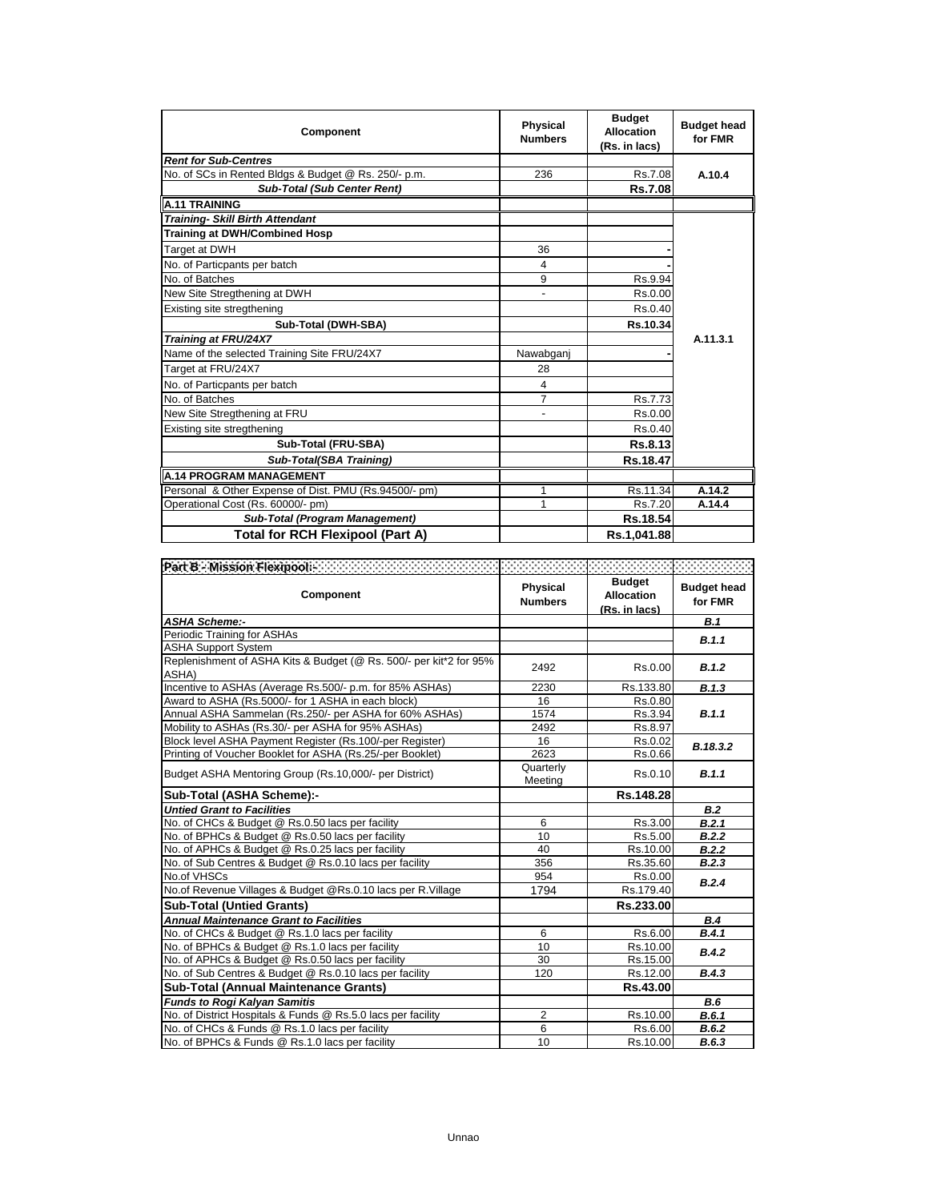| Component | Physical Numbers | Budget Allocation (Rs. in lacs) | Budget head for FMR |
|---|---|---|---|
| ***Rent for Sub-Centres*** | | | |
| No. of SCs in Rented Bldgs & Budget @ Rs. 250/- p.m. | 236 | Rs.7.08 | A.10.4 |
| ***Sub-Total (Sub Center Rent)*** | | **Rs.7.08** | |
| **A.11 TRAINING** | | | |
| ***Training- Skill Birth Attendant*** | | | |
| **Training at DWH/Combined Hosp** | | | A.11.3.1 |
| Target at DWH | 36 | - | |
| No. of Particpants per batch | 4 | - | |
| No. of Batches | 9 | Rs.9.94 | |
| New Site Stregthening at DWH | - | Rs.0.00 | |
| Existing site stregthening | | Rs.0.40 | |
| **Sub-Total (DWH-SBA)** | | **Rs.10.34** | |
| ***Training at FRU/24X7*** | | | |
| Name of the selected Training Site FRU/24X7 | Nawabganj | - | |
| Target at FRU/24X7 | 28 | | |
| No. of Particpants per batch | 4 | | |
| No. of Batches | 7 | Rs.7.73 | |
| New Site Stregthening at FRU | - | Rs.0.00 | |
| Existing site stregthening | | Rs.0.40 | |
| **Sub-Total (FRU-SBA)** | | **Rs.8.13** | |
| ***Sub-Total(SBA Training)*** | | **Rs.18.47** | |
| **A.14 PROGRAM MANAGEMENT** | | | |
| Personal & Other Expense of Dist. PMU (Rs.94500/- pm) | 1 | Rs.11.34 | A.14.2 |
| Operational Cost (Rs. 60000/- pm) | 1 | Rs.7.20 | A.14.4 |
| ***Sub-Total (Program Management)*** | | **Rs.18.54** | |
| **Total for RCH Flexipool (Part A)** | | **Rs.1,041.88** | |

| **Part B - Mission Flexipool:-** | | | |
|---|---|---|---|
| **Component** | **Physical Numbers** | **Budget Allocation (Rs. in lacs)** | **Budget head for FMR** |
| ***ASHA Scheme:-*** | | | ***B.1*** |
| Periodic Training for ASHAs | | | ***B.1.1*** |
| ASHA Support System | | | |
| Replenishment of ASHA Kits & Budget (@ Rs. 500/- per kit*2 for 95% ASHA) | 2492 | Rs.0.00 | ***B.1.2*** |
| Incentive to ASHAs (Average Rs.500/- p.m. for 85% ASHAs) | 2230 | Rs.133.80 | ***B.1.3*** |
| Award to ASHA (Rs.5000/- for 1 ASHA in each block) | 16 | Rs.0.80 | ***B.1.1*** |
| Annual ASHA Sammelan (Rs.250/- per ASHA for 60% ASHAs) | 1574 | Rs.3.94 | |
| Mobility to ASHAs (Rs.30/- per ASHA for 95% ASHAs) | 2492 | Rs.8.97 | |
| Block level ASHA Payment Register (Rs.100/-per Register) | 16 | Rs.0.02 | ***B.18.3.2*** |
| Printing of Voucher Booklet for ASHA (Rs.25/-per Booklet) | 2623 | Rs.0.66 | |
| Budget ASHA Mentoring Group (Rs.10,000/- per District) | Quarterly Meeting | Rs.0.10 | ***B.1.1*** |
| **Sub-Total (ASHA Scheme):-** | | **Rs.148.28** | |
| ***Untied Grant to Facilities*** | | | ***B.2*** |
| No. of CHCs & Budget @ Rs.0.50 lacs per facility | 6 | Rs.3.00 | ***B.2.1*** |
| No. of BPHCs & Budget @ Rs.0.50 lacs per facility | 10 | Rs.5.00 | ***B.2.2*** |
| No. of APHCs & Budget @ Rs.0.25 lacs per facility | 40 | Rs.10.00 | ***B.2.2*** |
| No. of Sub Centres & Budget @ Rs.0.10 lacs per facility | 356 | Rs.35.60 | ***B.2.3*** |
| No.of VHSCs | 954 | Rs.0.00 | ***B.2.4*** |
| No.of Revenue Villages & Budget @Rs.0.10 lacs per R.Village | 1794 | Rs.179.40 | |
| **Sub-Total (Untied Grants)** | | **Rs.233.00** | |
| ***Annual Maintenance Grant to Facilities*** | | | ***B.4*** |
| No. of CHCs & Budget @ Rs.1.0 lacs per facility | 6 | Rs.6.00 | ***B.4.1*** |
| No. of BPHCs & Budget @ Rs.1.0 lacs per facility | 10 | Rs.10.00 | ***B.4.2*** |
| No. of APHCs & Budget @ Rs.0.50 lacs per facility | 30 | Rs.15.00 | |
| No. of Sub Centres & Budget @ Rs.0.10 lacs per facility | 120 | Rs.12.00 | ***B.4.3*** |
| **Sub-Total (Annual Maintenance Grants)** | | **Rs.43.00** | |
| ***Funds to Rogi Kalyan Samitis*** | | | ***B.6*** |
| No. of District Hospitals & Funds @ Rs.5.0 lacs per facility | 2 | Rs.10.00 | ***B.6.1*** |
| No. of CHCs & Funds @ Rs.1.0 lacs per facility | 6 | Rs.6.00 | ***B.6.2*** |
| No. of BPHCs & Funds @ Rs.1.0 lacs per facility | 10 | Rs.10.00 | ***B.6.3*** |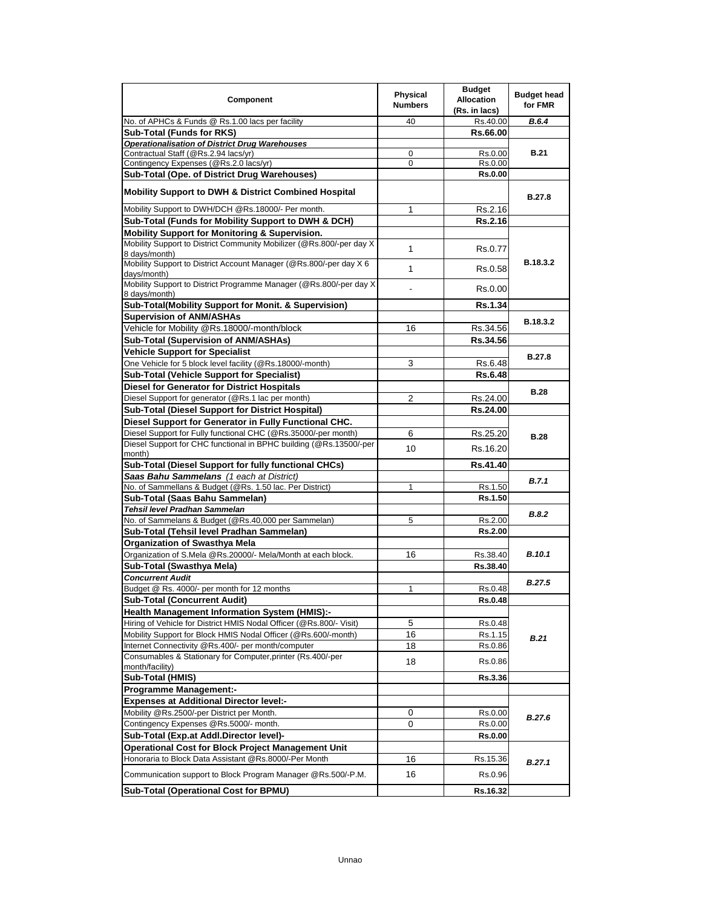| Component | Physical Numbers | Budget Allocation (Rs. in lacs) | Budget head for FMR |
|---|---|---|---|
| No. of APHCs & Funds @ Rs.1.00 lacs per facility | 40 | Rs.40.00 | *B.6.4* |
| **Sub-Total (Funds for RKS)** | | **Rs.66.00** | |
| ***Operationalisation of District Drug Warehouses*** | | | **B.21** |
| Contractual Staff (@Rs.2.94 lacs/yr) | 0 | Rs.0.00 | |
| Contingency Expenses (@Rs.2.0 lacs/yr) | 0 | Rs.0.00 | |
| **Sub-Total (Ope. of District Drug Warehouses)** | | **Rs.0.00** | |
| **Mobility Support to DWH & District Combined Hospital** | | | **B.27.8** |
| Mobility Support to DWH/DCH @Rs.18000/- Per month. | 1 | Rs.2.16 | |
| **Sub-Total (Funds for Mobility Support to DWH & DCH)** | | **Rs.2.16** | |
| **Mobility Support for Monitoring & Supervision.** | | | **B.18.3.2** |
| Mobility Support to District Community Mobilizer (@Rs.800/-per day X 8 days/month) | 1 | Rs.0.77 | |
| Mobility Support to District Account Manager (@Rs.800/-per day X 6 days/month) | 1 | Rs.0.58 | |
| Mobility Support to District Programme Manager (@Rs.800/-per day X 8 days/month) | - | Rs.0.00 | |
| **Sub-Total(Mobility Support for Monit. & Supervision)** | | **Rs.1.34** | |
| **Supervision of ANM/ASHAs** | | | **B.18.3.2** |
| Vehicle for Mobility @Rs.18000/-month/block | 16 | Rs.34.56 | |
| **Sub-Total (Supervision of ANM/ASHAs)** | | **Rs.34.56** | |
| **Vehicle Support for Specialist** | | | **B.27.8** |
| One Vehicle for 5 block level facility (@Rs.18000/-month) | 3 | Rs.6.48 | |
| **Sub-Total (Vehicle Support for Specialist)** | | **Rs.6.48** | |
| **Diesel for Generator for District Hospitals** | | | **B.28** |
| Diesel Support for generator (@Rs.1 lac per month) | 2 | Rs.24.00 | |
| **Sub-Total (Diesel Support for District Hospital)** | | **Rs.24.00** | |
| **Diesel Support for Generator in Fully Functional CHC.** | | | **B.28** |
| Diesel Support for Fully functional CHC (@Rs.35000/-per month) | 6 | Rs.25.20 | |
| Diesel Support for CHC functional in BPHC building (@Rs.13500/-per month) | 10 | Rs.16.20 | |
| **Sub-Total (Diesel Support for fully functional CHCs)** | | **Rs.41.40** | |
| ***Saas Bahu Sammelans*** *(1 each at District)* | | | *B.7.1* |
| No. of Sammellans & Budget (@Rs. 1.50 lac. Per District) | 1 | Rs.1.50 | |
| **Sub-Total (Saas Bahu Sammelan)** | | **Rs.1.50** | |
| ***Tehsil level Pradhan Sammelan*** | | | *B.8.2* |
| No. of Sammelans & Budget (@Rs.40,000 per Sammelan) | 5 | Rs.2.00 | |
| **Sub-Total (Tehsil level Pradhan Sammelan)** | | **Rs.2.00** | |
| **Organization of Swasthya Mela** | | | *B.10.1* |
| Organization of S.Mela @Rs.20000/- Mela/Month at each block. | 16 | Rs.38.40 | |
| **Sub-Total (Swasthya Mela)** | | **Rs.38.40** | |
| ***Concurrent Audit*** | | | *B.27.5* |
| Budget @ Rs. 4000/- per month for 12 months | 1 | Rs.0.48 | |
| **Sub-Total (Concurrent Audit)** | | **Rs.0.48** | |
| **Health Management Information System (HMIS):-** | | | *B.21* |
| Hiring of Vehicle for District HMIS Nodal Officer (@Rs.800/- Visit) | 5 | Rs.0.48 | |
| Mobility Support for Block HMIS Nodal Officer (@Rs.600/-month) | 16 | Rs.1.15 | |
| Internet Connectivity @Rs.400/- per month/computer | 18 | Rs.0.86 | |
| Consumables & Stationary for Computer,printer (Rs.400/-per month/facility) | 18 | Rs.0.86 | |
| **Sub-Total (HMIS)** | | **Rs.3.36** | |
| **Programme Management:-** | | | |
| **Expenses at Additional Director level:-** | | | *B.27.6* |
| Mobility @Rs.2500/-per District per Month. | 0 | Rs.0.00 | |
| Contingency Expenses @Rs.5000/- month. | 0 | Rs.0.00 | |
| **Sub-Total (Exp.at Addl.Director level)-** | | **Rs.0.00** | |
| **Operational Cost for Block Project Management Unit** | | | *B.27.1* |
| Honoraria to Block Data Assistant @Rs.8000/-Per Month | 16 | Rs.15.36 | |
| Communication support to Block Program Manager @Rs.500/-P.M. | 16 | Rs.0.96 | |
| **Sub-Total (Operational Cost for BPMU)** | | **Rs.16.32** | |

Unnao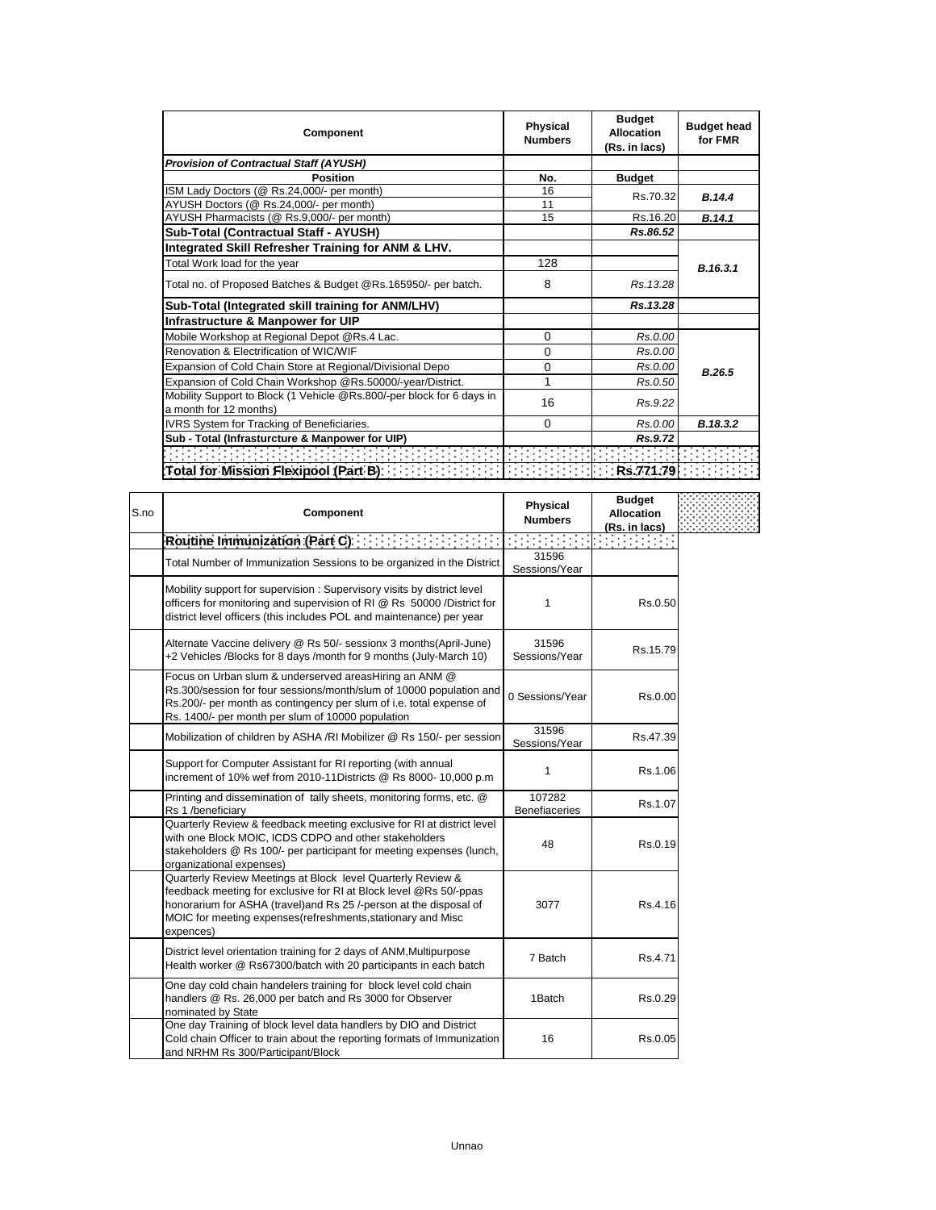| Component | Physical Numbers | Budget Allocation (Rs. in lacs) | Budget head for FMR |
|---|---|---|---|
| ***Provision of Contractual Staff (AYUSH)*** | | | |
| **Position** | **No.** | **Budget** | |
| ISM Lady Doctors (@ Rs.24,000/- per month) | 16 | Rs.70.32 | ***B.14.4*** |
| AYUSH Doctors (@ Rs.24,000/- per month) | 11 | | |
| AYUSH Pharmacists (@ Rs.9,000/- per month) | 15 | Rs.16.20 | ***B.14.1*** |
| **Sub-Total (Contractual Staff - AYUSH)** | | ***Rs.86.52*** | |
| **Integrated Skill Refresher Training for ANM & LHV.** | | | |
| Total Work load for the year | 128 | | ***B.16.3.1*** |
| Total no. of Proposed Batches & Budget @Rs.165950/- per batch. | 8 | *Rs.13.28* | |
| **Sub-Total (Integrated skill training for ANM/LHV)** | | ***Rs.13.28*** | |
| **Infrastructure & Manpower for UIP** | | | |
| Mobile Workshop at Regional Depot @Rs.4 Lac. | 0 | *Rs.0.00* | ***B.26.5*** |
| Renovation & Electrification of WIC/WIF | 0 | *Rs.0.00* | |
| Expansion of Cold Chain Store at Regional/Divisional Depo | 0 | *Rs.0.00* | |
| Expansion of Cold Chain Workshop @Rs.50000/-year/District. | 1 | *Rs.0.50* | |
| Mobility Support to Block (1 Vehicle @Rs.800/-per block for 6 days in a month for 12 months) | 16 | *Rs.9.22* | |
| IVRS System for Tracking of Beneficiaries. | 0 | *Rs.0.00* | ***B.18.3.2*** |
| **Sub - Total (Infrasturcture & Manpower for UIP)** | | ***Rs.9.72*** | |
| | | | |
| **Total for Mission Flexipool (Part B)** | | **Rs.771.79** | |

| S.no | Component | Physical Numbers | Budget Allocation (Rs. in lacs) |
|---|---|---|---|
| | **Routine Immunization (Part C)** | | |
| | Total Number of Immunization Sessions to be organized in the District | 31596 Sessions/Year | |
| | Mobility support for supervision : Supervisory visits by district level officers for monitoring and supervision of RI @ Rs 50000 /District for district level officers (this includes POL and maintenance) per year | 1 | Rs.0.50 |
| | Alternate Vaccine delivery @ Rs 50/- sessionx 3 months(April-June) +2 Vehicles /Blocks for 8 days /month for 9 months (July-March 10) | 31596 Sessions/Year | Rs.15.79 |
| | Focus on Urban slum & underserved areasHiring an ANM @ Rs.300/session for four sessions/month/slum of 10000 population and Rs.200/- per month as contingency per slum of i.e. total expense of Rs. 1400/- per month per slum of 10000 population | 0 Sessions/Year | Rs.0.00 |
| | Mobilization of children by ASHA /RI Mobilizer @ Rs 150/- per session | 31596 Sessions/Year | Rs.47.39 |
| | Support for Computer Assistant for RI reporting (with annual increment of 10% wef from 2010-11Districts @ Rs 8000- 10,000 p.m | 1 | Rs.1.06 |
| | Printing and dissemination of tally sheets, monitoring forms, etc. @ Rs 1 /beneficiary | 107282 Benefiaceries | Rs.1.07 |
| | Quarterly Review & feedback meeting exclusive for RI at district level with one Block MOIC, ICDS CDPO and other stakeholders stakeholders @ Rs 100/- per participant for meeting expenses (lunch, organizational expenses) | 48 | Rs.0.19 |
| | Quarterly Review Meetings at Block level Quarterly Review & feedback meeting for exclusive for RI at Block level @Rs 50/-ppas honorarium for ASHA (travel)and Rs 25 /-person at the disposal of MOIC for meeting expenses(refreshments,stationary and Misc expences) | 3077 | Rs.4.16 |
| | District level orientation training for 2 days of ANM,Multipurpose Health worker @ Rs67300/batch with 20 participants in each batch | 7 Batch | Rs.4.71 |
| | One day cold chain handelers training for block level cold chain handlers @ Rs. 26,000 per batch and Rs 3000 for Observer nominated by State | 1Batch | Rs.0.29 |
| | One day Training of block level data handlers by DIO and District Cold chain Officer to train about the reporting formats of Immunization and NRHM Rs 300/Participant/Block | 16 | Rs.0.05 |

Unnao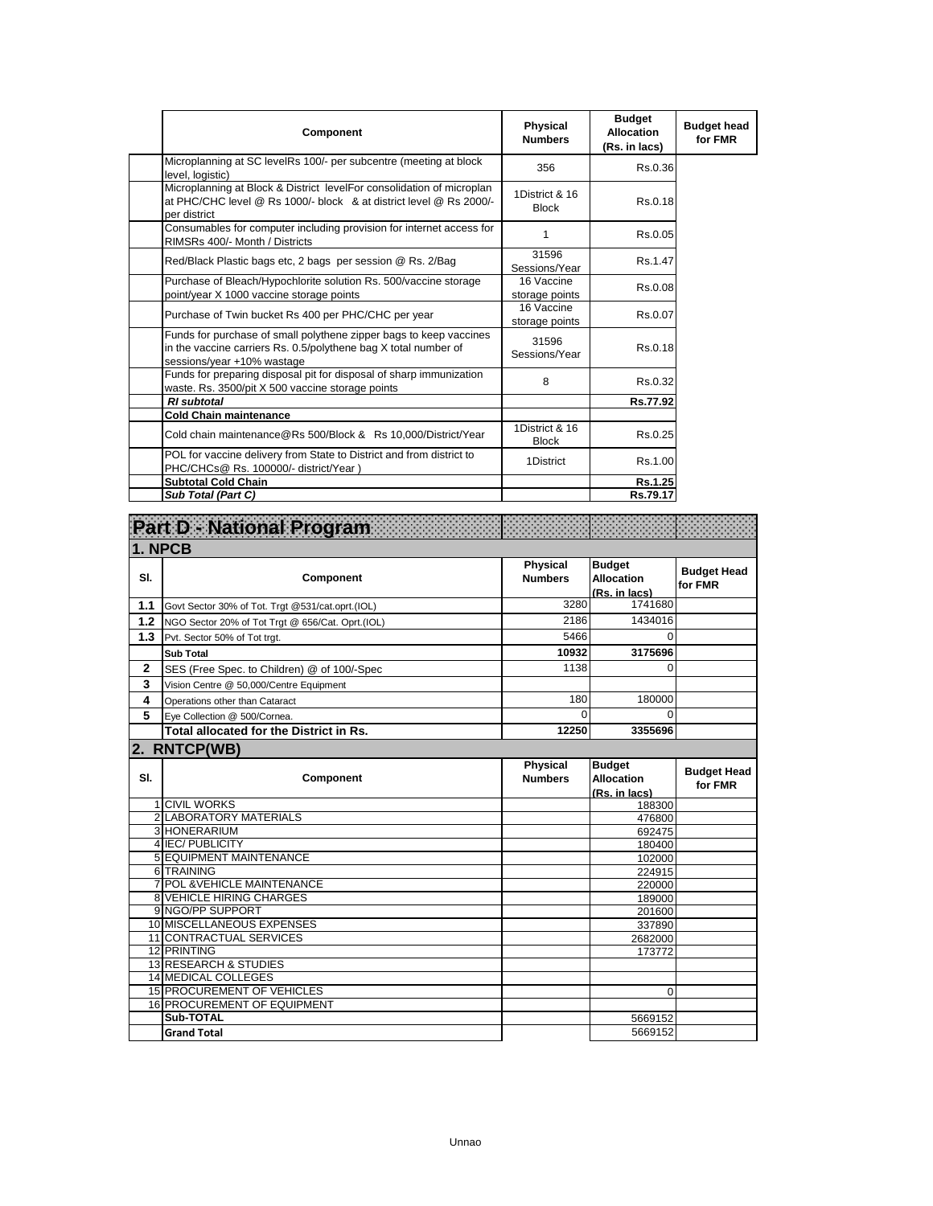| | Component | Physical Numbers | Budget Allocation (Rs. in lacs) | Budget head for FMR |
|---|---|---|---|---|
| | Microplanning at SC levelRs 100/- per subcentre (meeting at block level, logistic) | 356 | Rs.0.36 | |
| | Microplanning at Block & District levelFor consolidation of microplan at PHC/CHC level @ Rs 1000/- block & at district level @ Rs 2000/- per district | 1District & 16 Block | Rs.0.18 | |
| | Consumables for computer including provision for internet access for RIMSRs 400/- Month / Districts | 1 | Rs.0.05 | |
| | Red/Black Plastic bags etc, 2 bags per session @ Rs. 2/Bag | 31596 Sessions/Year | Rs.1.47 | |
| | Purchase of Bleach/Hypochlorite solution Rs. 500/vaccine storage point/year X 1000 vaccine storage points | 16 Vaccine storage points | Rs.0.08 | |
| | Purchase of Twin bucket Rs 400 per PHC/CHC per year | 16 Vaccine storage points | Rs.0.07 | |
| | Funds for purchase of small polythene zipper bags to keep vaccines in the vaccine carriers Rs. 0.5/polythene bag X total number of sessions/year +10% wastage | 31596 Sessions/Year | Rs.0.18 | |
| | Funds for preparing disposal pit for disposal of sharp immunization waste. Rs. 3500/pit X 500 vaccine storage points | 8 | Rs.0.32 | |
| | ***RI subtotal*** | | **Rs.77.92** | |
| | **Cold Chain maintenance** | | | |
| | Cold chain maintenance@Rs 500/Block & Rs 10,000/District/Year | 1District & 16 Block | Rs.0.25 | |
| | POL for vaccine delivery from State to District and from district to PHC/CHCs@ Rs. 100000/- district/Year ) | 1District | Rs.1.00 | |
| | **Subtotal Cold Chain** | | **Rs.1.25** | |
| | ***Sub Total (Part C)*** | | **Rs.79.17** | |

# Part D - National Program

## 1. NPCB

| Sl. | Component | Physical Numbers | Budget Allocation (Rs. in lacs) | Budget Head for FMR |
|---|---|---|---|---|
| **1.1** | Govt Sector 30% of Tot. Trgt @531/cat.oprt.(IOL) | 3280 | 1741680 | |
| **1.2** | NGO Sector 20% of Tot Trgt @ 656/Cat. Oprt.(IOL) | 2186 | 1434016 | |
| **1.3** | Pvt. Sector 50% of Tot trgt. | 5466 | 0 | |
| | **Sub Total** | **10932** | **3175696** | |
| **2** | SES (Free Spec. to Children) @ of 100/-Spec | 1138 | 0 | |
| **3** | Vision Centre @ 50,000/Centre Equipment | | | |
| **4** | Operations other than Cataract | 180 | 180000 | |
| **5** | Eye Collection @ 500/Cornea. | 0 | 0 | |
| | **Total allocated for the District in Rs.** | **12250** | **3355696** | |

## 2. RNTCP(WB)

| Sl. | Component | Physical Numbers | Budget Allocation (Rs. in lacs) | Budget Head for FMR |
|---|---|---|---|---|
| 1 | CIVIL WORKS | | 188300 | |
| 2 | LABORATORY MATERIALS | | 476800 | |
| 3 | HONERARIUM | | 692475 | |
| 4 | IEC/ PUBLICITY | | 180400 | |
| 5 | EQUIPMENT MAINTENANCE | | 102000 | |
| 6 | TRAINING | | 224915 | |
| 7 | POL &VEHICLE MAINTENANCE | | 220000 | |
| 8 | VEHICLE HIRING CHARGES | | 189000 | |
| 9 | NGO/PP SUPPORT | | 201600 | |
| 10 | MISCELLANEOUS EXPENSES | | 337890 | |
| 11 | CONTRACTUAL SERVICES | | 2682000 | |
| 12 | PRINTING | | 173772 | |
| 13 | RESEARCH & STUDIES | | | |
| 14 | MEDICAL COLLEGES | | | |
| 15 | PROCUREMENT OF VEHICLES | | 0 | |
| 16 | PROCUREMENT OF EQUIPMENT | | | |
| | **Sub-TOTAL** | | 5669152 | |
| | **Grand Total** | | 5669152 | |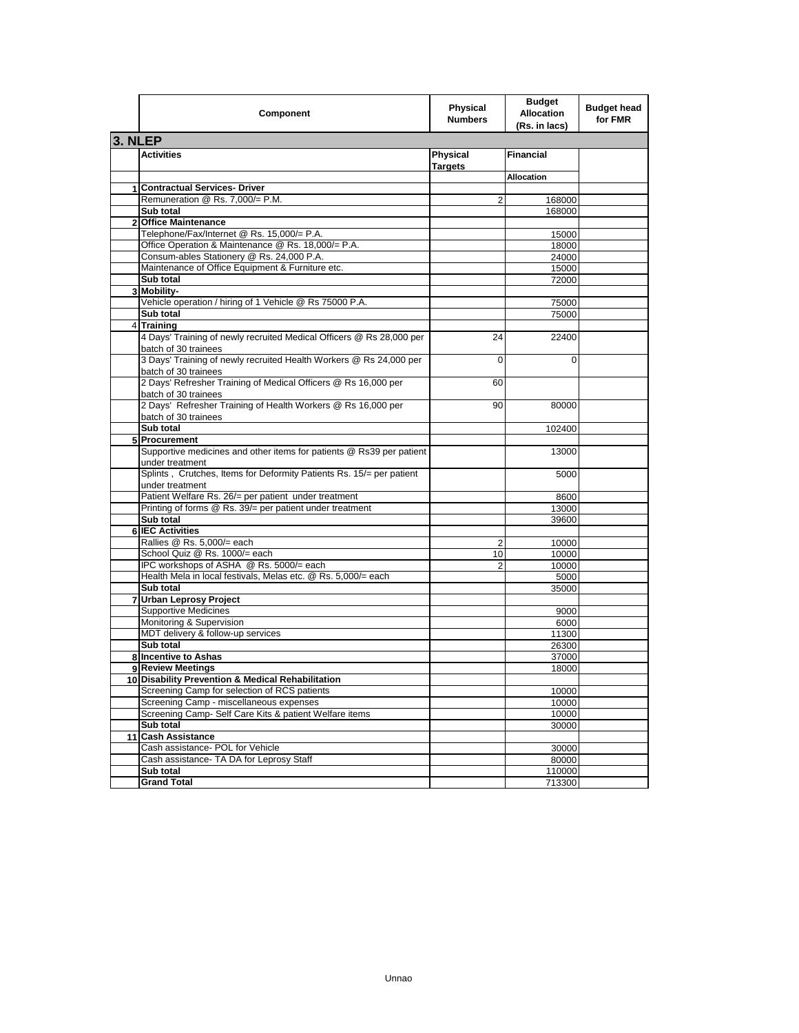| | Component | Physical Numbers | Budget Allocation (Rs. in lacs) | Budget head for FMR |
|---|---|---|---|---|
| **3. NLEP** | | | | |
| | **Activities** | **Physical Targets** | **Financial** | |
| | | | **Allocation** | |
| **1** | **Contractual Services- Driver** | | | |
| | Remuneration @ Rs. 7,000/= P.M. | 2 | 168000 | |
| | **Sub total** | | 168000 | |
| **2** | **Office Maintenance** | | | |
| | Telephone/Fax/Internet @ Rs. 15,000/= P.A. | | 15000 | |
| | Office Operation & Maintenance @ Rs. 18,000/= P.A. | | 18000 | |
| | Consum-ables Stationery @ Rs. 24,000 P.A. | | 24000 | |
| | Maintenance of Office Equipment & Furniture etc. | | 15000 | |
| | **Sub total** | | 72000 | |
| **3** | **Mobility-** | | | |
| | Vehicle operation / hiring of 1 Vehicle @ Rs 75000 P.A. | | 75000 | |
| | **Sub total** | | 75000 | |
| 4 | **Training** | | | |
| | 4 Days' Training of newly recruited Medical Officers @ Rs 28,000 per batch of 30 trainees | 24 | 22400 | |
| | 3 Days' Training of newly recruited Health Workers @ Rs 24,000 per batch of 30 trainees | 0 | 0 | |
| | 2 Days' Refresher Training of Medical Officers @ Rs 16,000 per batch of 30 trainees | 60 | | |
| | 2 Days' Refresher Training of Health Workers @ Rs 16,000 per batch of 30 trainees | 90 | 80000 | |
| | **Sub total** | | 102400 | |
| **5** | **Procurement** | | | |
| | Supportive medicines and other items for patients @ Rs39 per patient under treatment | | 13000 | |
| | Splints , Crutches, Items for Deformity Patients Rs. 15/= per patient under treatment | | 5000 | |
| | Patient Welfare Rs. 26/= per patient under treatment | | 8600 | |
| | Printing of forms @ Rs. 39/= per patient under treatment | | 13000 | |
| | **Sub total** | | 39600 | |
| **6** | **IEC Activities** | | | |
| | Rallies @ Rs. 5,000/= each | 2 | 10000 | |
| | School Quiz @ Rs. 1000/= each | 10 | 10000 | |
| | IPC workshops of ASHA @ Rs. 5000/= each | 2 | 10000 | |
| | Health Mela in local festivals, Melas etc. @ Rs. 5,000/= each | | 5000 | |
| | **Sub total** | | 35000 | |
| **7** | **Urban Leprosy Project** | | | |
| | Supportive Medicines | | 9000 | |
| | Monitoring & Supervision | | 6000 | |
| | MDT delivery & follow-up services | | 11300 | |
| | **Sub total** | | 26300 | |
| **8** | **Incentive to Ashas** | | 37000 | |
| **9** | **Review Meetings** | | 18000 | |
| **10** | **Disability Prevention & Medical Rehabilitation** | | | |
| | Screening Camp for selection of RCS patients | | 10000 | |
| | Screening Camp - miscellaneous expenses | | 10000 | |
| | Screening Camp- Self Care Kits & patient Welfare items | | 10000 | |
| | **Sub total** | | 30000 | |
| **11** | **Cash Assistance** | | | |
| | Cash assistance- POL for Vehicle | | 30000 | |
| | Cash assistance- TA DA for Leprosy Staff | | 80000 | |
| | **Sub total** | | 110000 | |
| | **Grand Total** | | 713300 | |

Unnao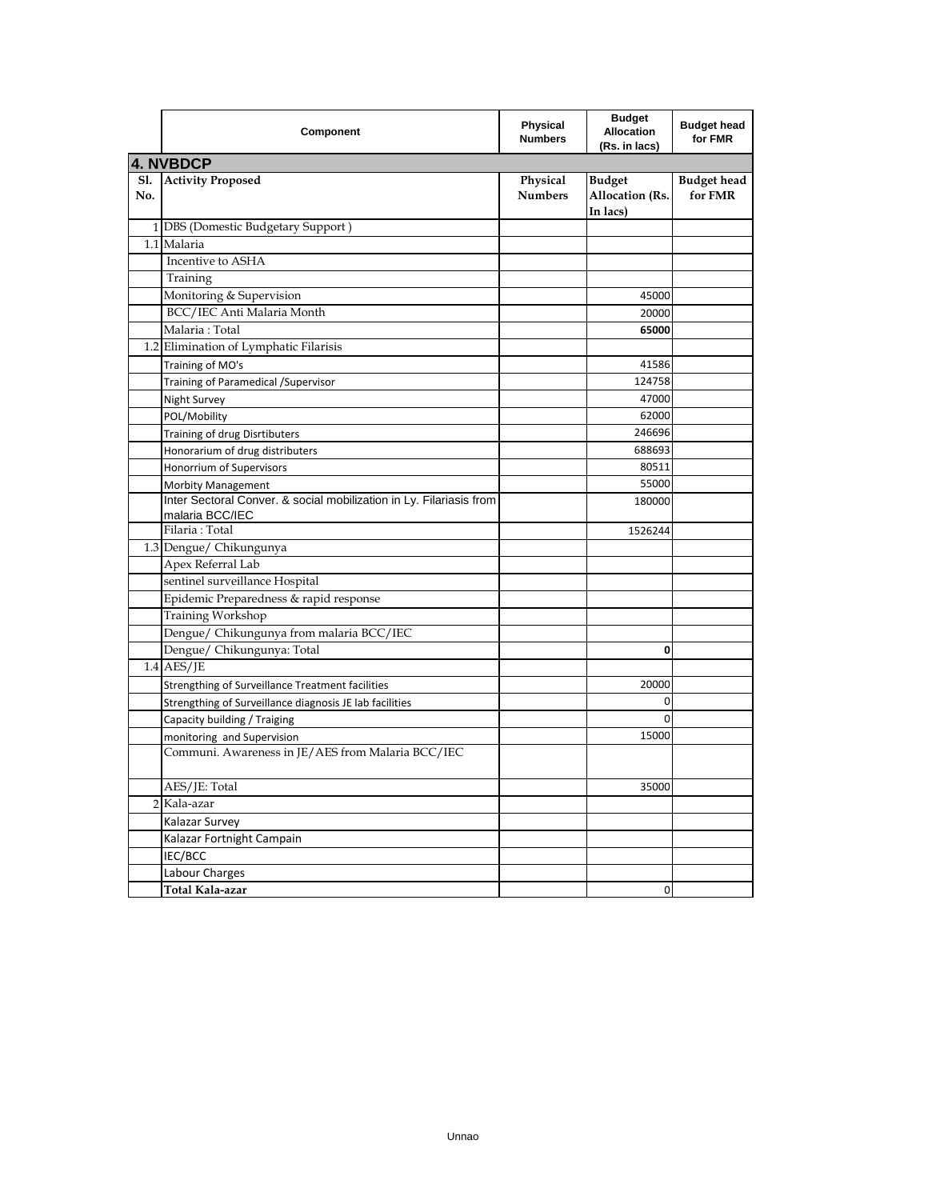| | Component | Physical Numbers | Budget Allocation (Rs. in lacs) | Budget head for FMR |
|---|---|---|---|---|
| **4. NVBDCP** | | | | |
| **Sl. No.** | **Activity Proposed** | **Physical Numbers** | **Budget Allocation (Rs. In lacs)** | **Budget head for FMR** |
| 1 | DBS (Domestic Budgetary Support ) | | | |
| 1.1 | Malaria | | | |
| | Incentive to ASHA | | | |
| | Training | | | |
| | Monitoring & Supervision | | 45000 | |
| | BCC/IEC Anti Malaria Month | | 20000 | |
| | Malaria : Total | | **65000** | |
| 1.2 | Elimination of Lymphatic Filarisis | | | |
| | Training of MO's | | 41586 | |
| | Training of Paramedical /Supervisor | | 124758 | |
| | Night Survey | | 47000 | |
| | POL/Mobility | | 62000 | |
| | Training of drug Disrtibuters | | 246696 | |
| | Honorarium of drug distributers | | 688693 | |
| | Honorrium of Supervisors | | 80511 | |
| | Morbity Management | | 55000 | |
| | Inter Sectoral Conver. & social mobilization in Ly. Filariasis from malaria BCC/IEC | | 180000 | |
| | Filaria : Total | | 1526244 | |
| 1.3 | Dengue/ Chikungunya | | | |
| | Apex Referral Lab | | | |
| | sentinel surveillance Hospital | | | |
| | Epidemic Preparedness & rapid response | | | |
| | Training Workshop | | | |
| | Dengue/ Chikungunya from malaria BCC/IEC | | | |
| | Dengue/ Chikungunya: Total | | **0** | |
| 1.4 | AES/JE | | | |
| | Strengthing of Surveillance Treatment facilities | | 20000 | |
| | Strengthing of Surveillance diagnosis JE lab facilities | | 0 | |
| | Capacity building / Traiging | | 0 | |
| | monitoring and Supervision | | 15000 | |
| | Communi. Awareness in JE/AES from Malaria BCC/IEC | | | |
| | AES/JE: Total | | 35000 | |
| 2 | Kala-azar | | | |
| | Kalazar Survey | | | |
| | Kalazar Fortnight Campain | | | |
| | IEC/BCC | | | |
| | Labour Charges | | | |
| | **Total Kala-azar** | | 0 | |

Unnao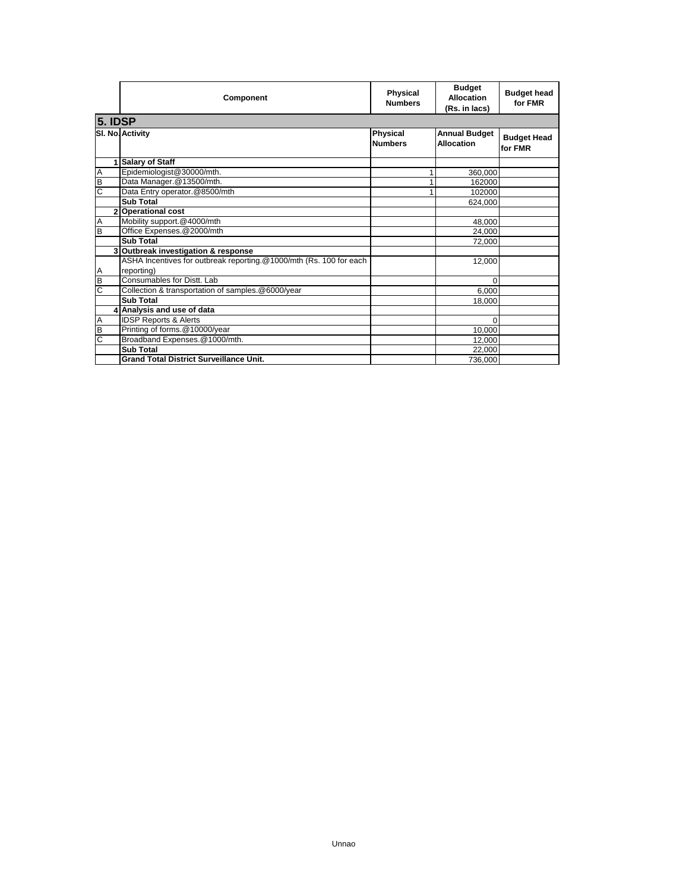| | Component | Physical Numbers | Budget Allocation (Rs. in lacs) | Budget head for FMR |
|---|---|---|---|---|
| **5. IDSP** | | | | |
| **Sl. No.** | **Activity** | **Physical Numbers** | **Annual Budget Allocation** | **Budget Head for FMR** |
| **1** | **Salary of Staff** | | | |
| A | Epidemiologist@30000/mth. | 1 | 360,000 | |
| B | Data Manager.@13500/mth. | 1 | 162000 | |
| C | Data Entry operator.@8500/mth | 1 | 102000 | |
| | **Sub Total** | | 624,000 | |
| **2** | **Operational cost** | | | |
| A | Mobility support.@4000/mth | | 48,000 | |
| B | Office Expenses.@2000/mth | | 24,000 | |
| | **Sub Total** | | 72,000 | |
| **3** | **Outbreak investigation & response** | | | |
| A | ASHA Incentives for outbreak reporting.@1000/mth (Rs. 100 for each reporting) | | 12,000 | |
| B | Consumables for Distt. Lab | | 0 | |
| C | Collection & transportation of samples.@6000/year | | 6,000 | |
| | **Sub Total** | | 18,000 | |
| **4** | **Analysis and use of data** | | | |
| A | IDSP Reports & Alerts | | 0 | |
| B | Printing of forms.@10000/year | | 10,000 | |
| C | Broadband Expenses.@1000/mth. | | 12,000 | |
| | **Sub Total** | | 22,000 | |
| | **Grand Total District Surveillance Unit.** | | 736,000 | |

Unnao